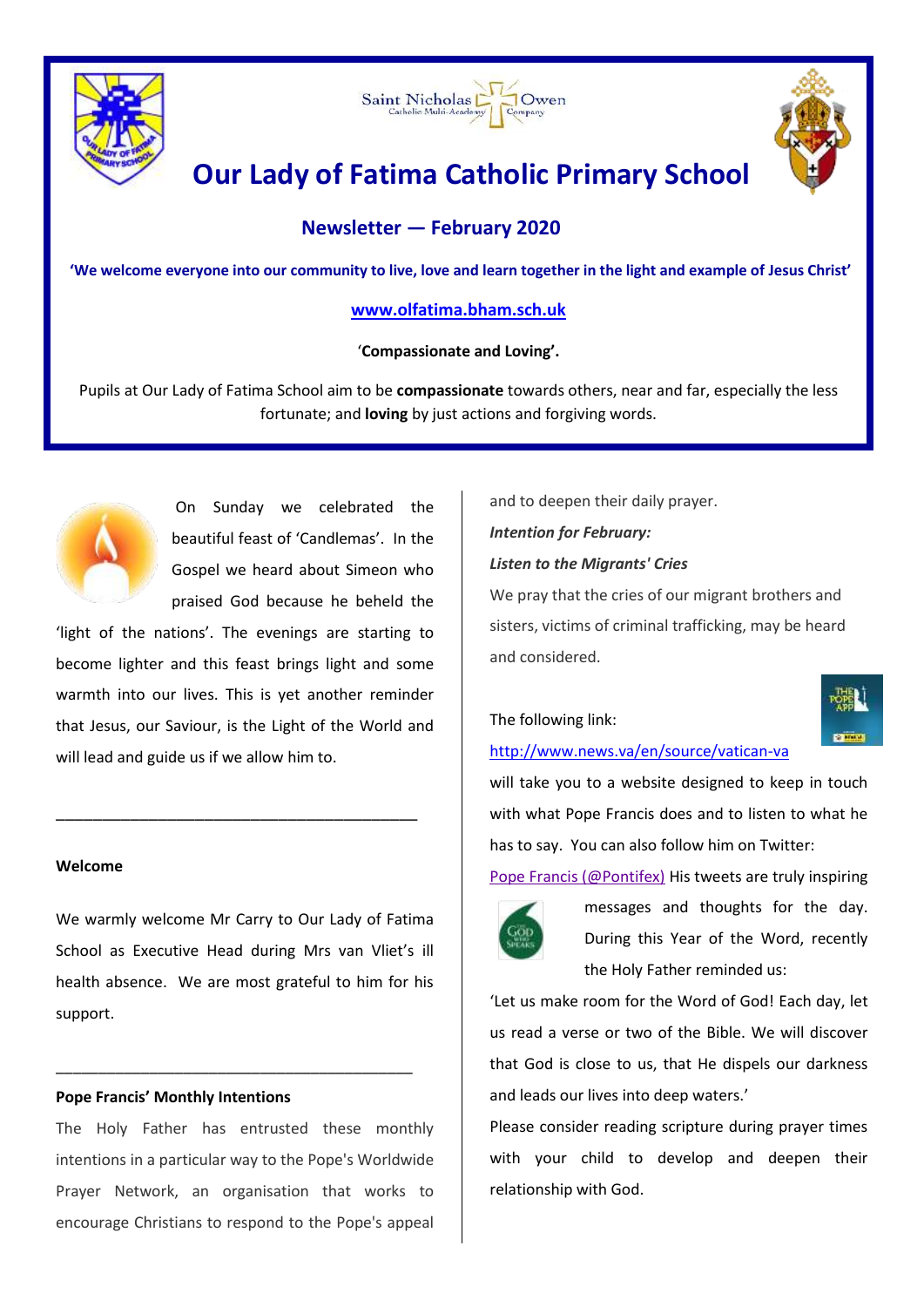# Our Lady of Fatima Catholic Primary School

## Newsletter — February 2020

**'We welcome everyone into our community to live, love and learn together in the light and example of Jesus Christ'**

**www.olfatima.bham.sch.uk**

'**Compassionate and Loving'.**

Pupils at Our Lady of Fatima School aim to be **compassionate** towards others, near and far, especially the less fortunate; and **loving** by just actions and forgiving words.

On Sunday we celebrated the beautiful feast of 'Candlemas'. In the Gospel we heard about Simeon who praised God because he beheld the 'light of the nations'. The evenings are starting to become lighter and this feast brings light and some warmth into our lives. This is yet another reminder that Jesus, our Saviour, is the Light of the World and will lead and guide us if we allow him to.

---

**Welcome**

We warmly welcome Mr Carry to Our Lady of Fatima School as Executive Head during Mrs van Vliet's ill health absence. We are most grateful to him for his support.

---

**Pope Francis' Monthly Intentions**

The Holy Father has entrusted these monthly intentions in a particular way to the Pope's Worldwide Prayer Network, an organisation that works to encourage Christians to respond to the Pope's appeal and to deepen their daily prayer.

***Intention for February:***

***Listen to the Migrants' Cries***

We pray that the cries of our migrant brothers and sisters, victims of criminal trafficking, may be heard and considered.

The following link:

http://www.news.va/en/source/vatican-va

will take you to a website designed to keep in touch with what Pope Francis does and to listen to what he has to say. You can also follow him on Twitter:

Pope Francis (@Pontifex) His tweets are truly inspiring messages and thoughts for the day. During this Year of the Word, recently the Holy Father reminded us:

'Let us make room for the Word of God! Each day, let us read a verse or two of the Bible. We will discover that God is close to us, that He dispels our darkness and leads our lives into deep waters.'

Please consider reading scripture during prayer times with your child to develop and deepen their relationship with God.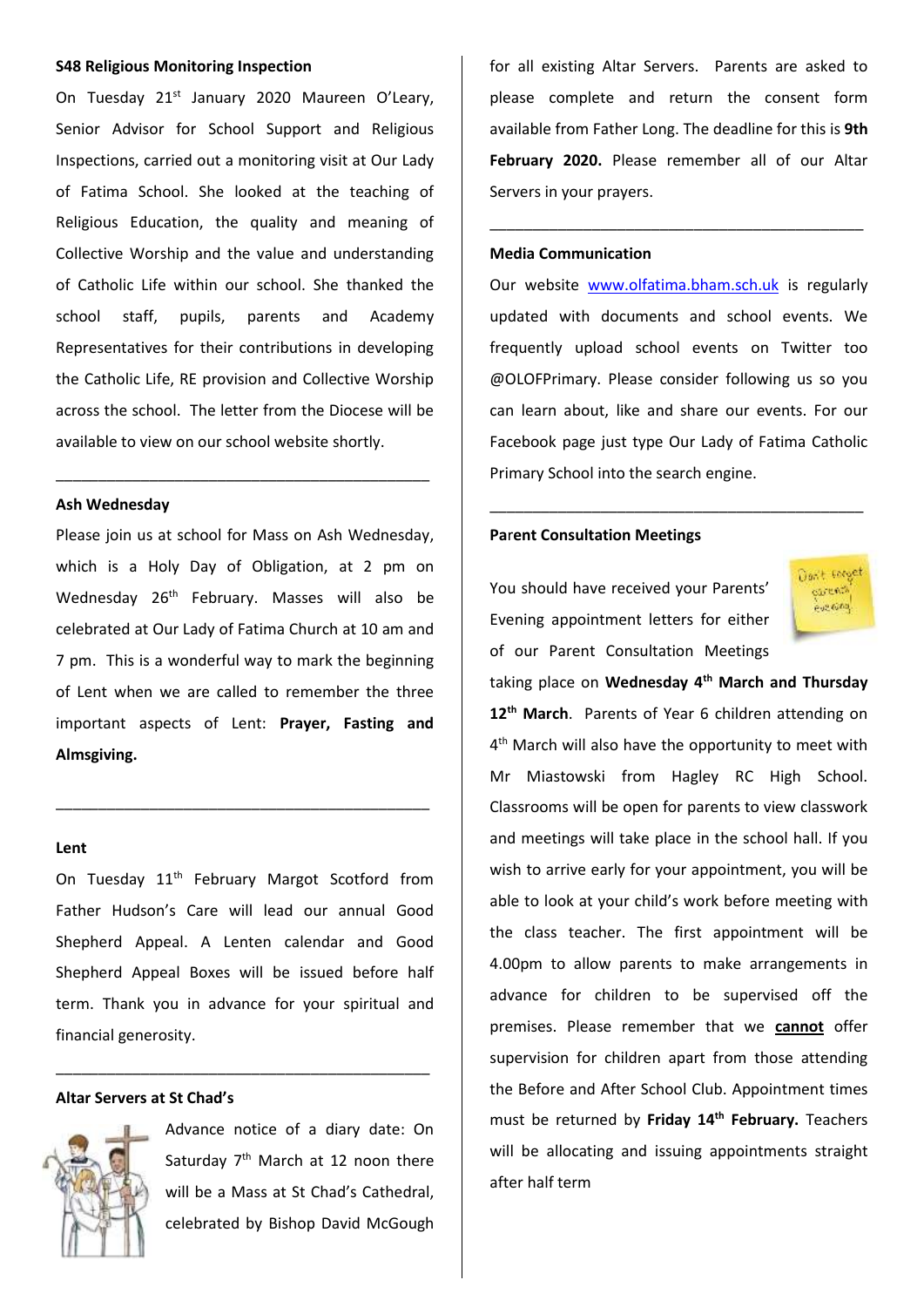**S48 Religious Monitoring Inspection**

On Tuesday 21st January 2020 Maureen O'Leary, Senior Advisor for School Support and Religious Inspections, carried out a monitoring visit at Our Lady of Fatima School. She looked at the teaching of Religious Education, the quality and meaning of Collective Worship and the value and understanding of Catholic Life within our school. She thanked the school staff, pupils, parents and Academy Representatives for their contributions in developing the Catholic Life, RE provision and Collective Worship across the school. The letter from the Diocese will be available to view on our school website shortly.

---

**Ash Wednesday**

Please join us at school for Mass on Ash Wednesday, which is a Holy Day of Obligation, at 2 pm on Wednesday 26th February. Masses will also be celebrated at Our Lady of Fatima Church at 10 am and 7 pm. This is a wonderful way to mark the beginning of Lent when we are called to remember the three important aspects of Lent: **Prayer, Fasting and Almsgiving.**

---

**Lent**

On Tuesday 11th February Margot Scotford from Father Hudson's Care will lead our annual Good Shepherd Appeal. A Lenten calendar and Good Shepherd Appeal Boxes will be issued before half term. Thank you in advance for your spiritual and financial generosity.

---

**Altar Servers at St Chad's**

Advance notice of a diary date: On Saturday 7th March at 12 noon there will be a Mass at St Chad's Cathedral, celebrated by Bishop David McGough for all existing Altar Servers. Parents are asked to please complete and return the consent form available from Father Long. The deadline for this is **9th February 2020.** Please remember all of our Altar Servers in your prayers.

---

**Media Communication**

Our website www.olfatima.bham.sch.uk is regularly updated with documents and school events. We frequently upload school events on Twitter too @OLOFPrimary. Please consider following us so you can learn about, like and share our events. For our Facebook page just type Our Lady of Fatima Catholic Primary School into the search engine.

---

**Parent Consultation Meetings**

You should have received your Parents' Evening appointment letters for either of our Parent Consultation Meetings taking place on **Wednesday 4th March and Thursday 12th March**. Parents of Year 6 children attending on 4th March will also have the opportunity to meet with Mr Miastowski from Hagley RC High School. Classrooms will be open for parents to view classwork and meetings will take place in the school hall. If you wish to arrive early for your appointment, you will be able to look at your child's work before meeting with the class teacher. The first appointment will be 4.00pm to allow parents to make arrangements in advance for children to be supervised off the premises. Please remember that we **cannot** offer supervision for children apart from those attending the Before and After School Club. Appointment times must be returned by **Friday 14th February.** Teachers will be allocating and issuing appointments straight after half term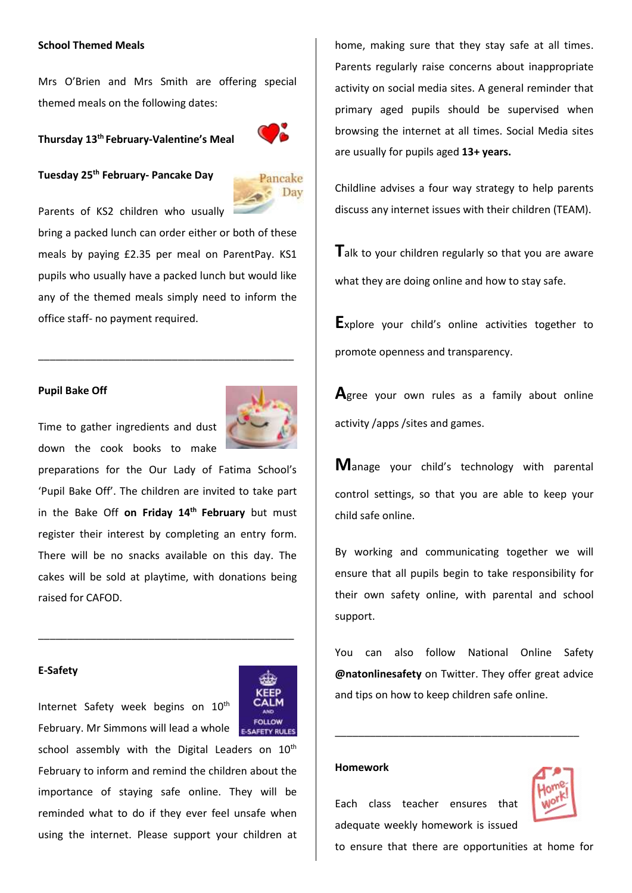**School Themed Meals**

Mrs O'Brien and Mrs Smith are offering special themed meals on the following dates:

**Thursday 13th February-Valentine's Meal**

**Tuesday 25th February- Pancake Day**

Parents of KS2 children who usually bring a packed lunch can order either or both of these meals by paying £2.35 per meal on ParentPay. KS1 pupils who usually have a packed lunch but would like any of the themed meals simply need to inform the office staff- no payment required.

---

**Pupil Bake Off**

Time to gather ingredients and dust down the cook books to make preparations for the Our Lady of Fatima School's 'Pupil Bake Off'. The children are invited to take part in the Bake Off **on Friday 14th February** but must register their interest by completing an entry form. There will be no snacks available on this day. The cakes will be sold at playtime, with donations being raised for CAFOD.

---

**E-Safety**

Internet Safety week begins on 10th February. Mr Simmons will lead a whole school assembly with the Digital Leaders on 10th February to inform and remind the children about the importance of staying safe online. They will be reminded what to do if they ever feel unsafe when using the internet. Please support your children at home, making sure that they stay safe at all times. Parents regularly raise concerns about inappropriate activity on social media sites. A general reminder that primary aged pupils should be supervised when browsing the internet at all times. Social Media sites are usually for pupils aged **13+ years.**

Childline advises a four way strategy to help parents discuss any internet issues with their children (TEAM).

**T**alk to your children regularly so that you are aware what they are doing online and how to stay safe.

**E**xplore your child's online activities together to promote openness and transparency.

**A**gree your own rules as a family about online activity /apps /sites and games.

**M**anage your child's technology with parental control settings, so that you are able to keep your child safe online.

By working and communicating together we will ensure that all pupils begin to take responsibility for their own safety online, with parental and school support.

You can also follow National Online Safety **@natonlinesafety** on Twitter. They offer great advice and tips on how to keep children safe online.

---

**Homework**

Each class teacher ensures that adequate weekly homework is issued to ensure that there are opportunities at home for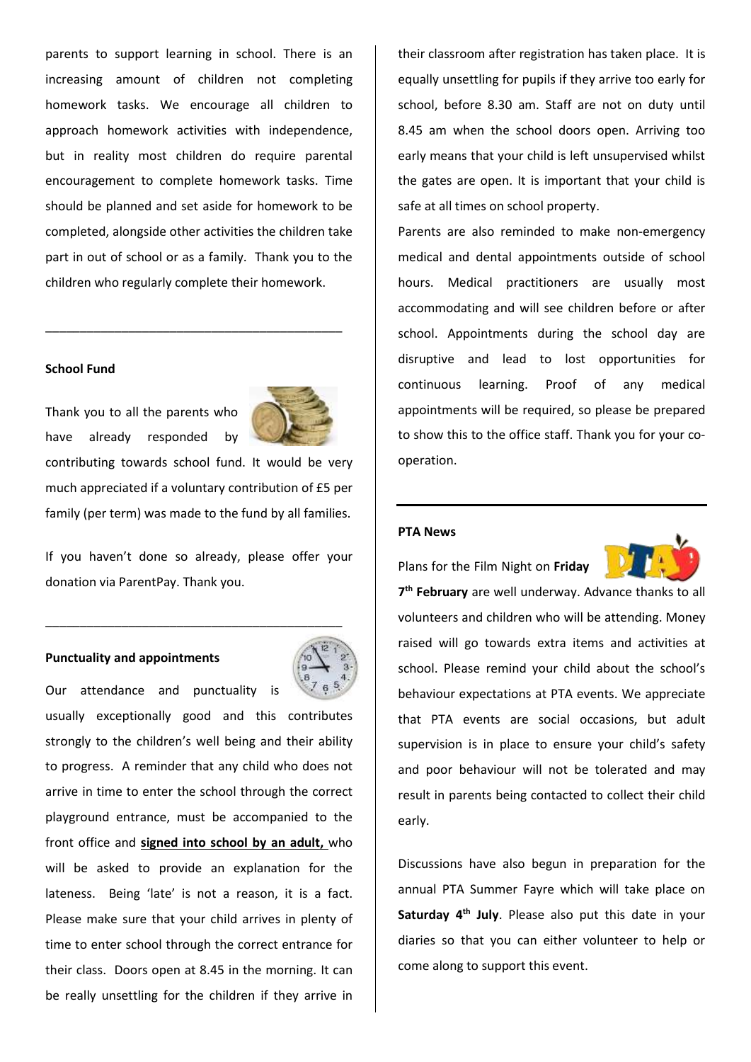parents to support learning in school. There is an increasing amount of children not completing homework tasks. We encourage all children to approach homework activities with independence, but in reality most children do require parental encouragement to complete homework tasks. Time should be planned and set aside for homework to be completed, alongside other activities the children take part in out of school or as a family. Thank you to the children who regularly complete their homework.

---

**School Fund**

Thank you to all the parents who have already responded by contributing towards school fund. It would be very much appreciated if a voluntary contribution of £5 per family (per term) was made to the fund by all families.

If you haven't done so already, please offer your donation via ParentPay. Thank you.

---

**Punctuality and appointments**

Our attendance and punctuality is usually exceptionally good and this contributes strongly to the children's well being and their ability to progress. A reminder that any child who does not arrive in time to enter the school through the correct playground entrance, must be accompanied to the front office and **signed into school by an adult,** who will be asked to provide an explanation for the lateness. Being 'late' is not a reason, it is a fact. Please make sure that your child arrives in plenty of time to enter school through the correct entrance for their class. Doors open at 8.45 in the morning. It can be really unsettling for the children if they arrive in their classroom after registration has taken place. It is equally unsettling for pupils if they arrive too early for school, before 8.30 am. Staff are not on duty until 8.45 am when the school doors open. Arriving too early means that your child is left unsupervised whilst the gates are open. It is important that your child is safe at all times on school property.

Parents are also reminded to make non-emergency medical and dental appointments outside of school hours. Medical practitioners are usually most accommodating and will see children before or after school. Appointments during the school day are disruptive and lead to lost opportunities for continuous learning. Proof of any medical appointments will be required, so please be prepared to show this to the office staff. Thank you for your co-operation.

---

**PTA News**

Plans for the Film Night on **Friday 7th February** are well underway. Advance thanks to all volunteers and children who will be attending. Money raised will go towards extra items and activities at school. Please remind your child about the school's behaviour expectations at PTA events. We appreciate that PTA events are social occasions, but adult supervision is in place to ensure your child's safety and poor behaviour will not be tolerated and may result in parents being contacted to collect their child early.

Discussions have also begun in preparation for the annual PTA Summer Fayre which will take place on **Saturday 4th July**. Please also put this date in your diaries so that you can either volunteer to help or come along to support this event.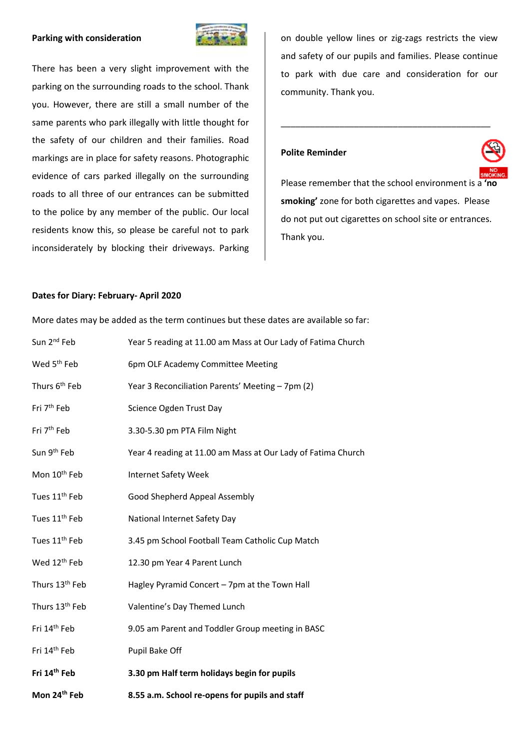**Parking with consideration**

There has been a very slight improvement with the parking on the surrounding roads to the school. Thank you. However, there are still a small number of the same parents who park illegally with little thought for the safety of our children and their families. Road markings are in place for safety reasons. Photographic evidence of cars parked illegally on the surrounding roads to all three of our entrances can be submitted to the police by any member of the public. Our local residents know this, so please be careful not to park inconsiderately by blocking their driveways. Parking on double yellow lines or zig-zags restricts the view and safety of our pupils and families. Please continue to park with due care and consideration for our community. Thank you.

---

**Polite Reminder**

Please remember that the school environment is a **'no smoking'** zone for both cigarettes and vapes. Please do not put out cigarettes on school site or entrances. Thank you.

**Dates for Diary: February- April 2020**

More dates may be added as the term continues but these dates are available so far:

| | |
|---|---|
| Sun 2nd Feb | Year 5 reading at 11.00 am Mass at Our Lady of Fatima Church |
| Wed 5th Feb | 6pm OLF Academy Committee Meeting |
| Thurs 6th Feb | Year 3 Reconciliation Parents' Meeting – 7pm (2) |
| Fri 7th Feb | Science Ogden Trust Day |
| Fri 7th Feb | 3.30-5.30 pm PTA Film Night |
| Sun 9th Feb | Year 4 reading at 11.00 am Mass at Our Lady of Fatima Church |
| Mon 10th Feb | Internet Safety Week |
| Tues 11th Feb | Good Shepherd Appeal Assembly |
| Tues 11th Feb | National Internet Safety Day |
| Tues 11th Feb | 3.45 pm School Football Team Catholic Cup Match |
| Wed 12th Feb | 12.30 pm Year 4 Parent Lunch |
| Thurs 13th Feb | Hagley Pyramid Concert – 7pm at the Town Hall |
| Thurs 13th Feb | Valentine's Day Themed Lunch |
| Fri 14th Feb | 9.05 am Parent and Toddler Group meeting in BASC |
| Fri 14th Feb | Pupil Bake Off |
| **Fri 14th Feb** | **3.30 pm Half term holidays begin for pupils** |
| **Mon 24th Feb** | **8.55 a.m. School re-opens for pupils and staff** |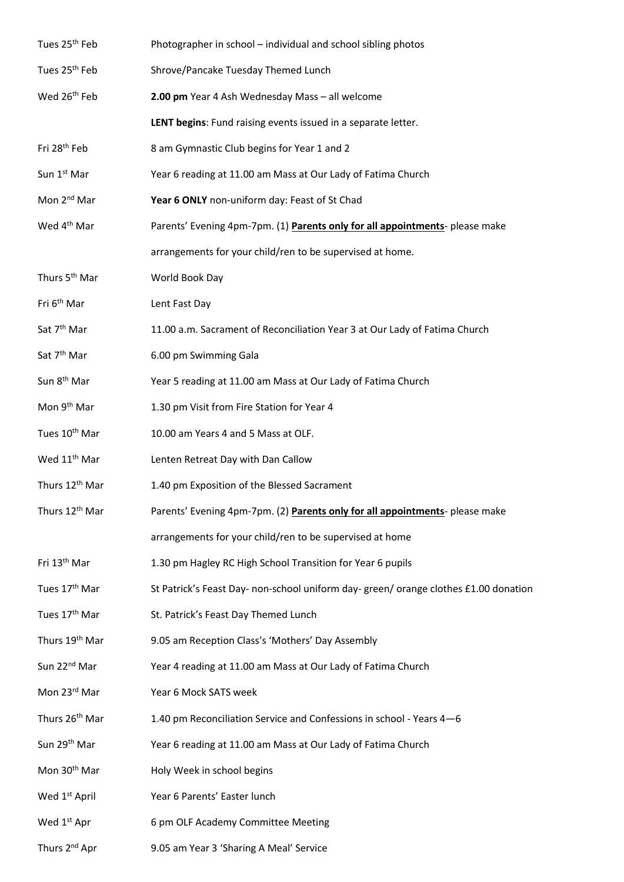| | |
|---|---|
| Tues 25th Feb | Photographer in school – individual and school sibling photos |
| Tues 25th Feb | Shrove/Pancake Tuesday Themed Lunch |
| Wed 26th Feb | **2.00 pm** Year 4 Ash Wednesday Mass – all welcome |
| | **LENT begins**: Fund raising events issued in a separate letter. |
| Fri 28th Feb | 8 am Gymnastic Club begins for Year 1 and 2 |
| Sun 1st Mar | Year 6 reading at 11.00 am Mass at Our Lady of Fatima Church |
| Mon 2nd Mar | **Year 6 ONLY** non-uniform day: Feast of St Chad |
| Wed 4th Mar | Parents' Evening 4pm-7pm. (1) **<u>Parents only for all appointments</u>**- please make arrangements for your child/ren to be supervised at home. |
| Thurs 5th Mar | World Book Day |
| Fri 6th Mar | Lent Fast Day |
| Sat 7th Mar | 11.00 a.m. Sacrament of Reconciliation Year 3 at Our Lady of Fatima Church |
| Sat 7th Mar | 6.00 pm Swimming Gala |
| Sun 8th Mar | Year 5 reading at 11.00 am Mass at Our Lady of Fatima Church |
| Mon 9th Mar | 1.30 pm Visit from Fire Station for Year 4 |
| Tues 10th Mar | 10.00 am Years 4 and 5 Mass at OLF. |
| Wed 11th Mar | Lenten Retreat Day with Dan Callow |
| Thurs 12th Mar | 1.40 pm Exposition of the Blessed Sacrament |
| Thurs 12th Mar | Parents' Evening 4pm-7pm. (2) **<u>Parents only for all appointments</u>**- please make arrangements for your child/ren to be supervised at home |
| Fri 13th Mar | 1.30 pm Hagley RC High School Transition for Year 6 pupils |
| Tues 17th Mar | St Patrick's Feast Day- non-school uniform day- green/ orange clothes £1.00 donation |
| Tues 17th Mar | St. Patrick's Feast Day Themed Lunch |
| Thurs 19th Mar | 9.05 am Reception Class's 'Mothers' Day Assembly |
| Sun 22nd Mar | Year 4 reading at 11.00 am Mass at Our Lady of Fatima Church |
| Mon 23rd Mar | Year 6 Mock SATS week |
| Thurs 26th Mar | 1.40 pm Reconciliation Service and Confessions in school - Years 4—6 |
| Sun 29th Mar | Year 6 reading at 11.00 am Mass at Our Lady of Fatima Church |
| Mon 30th Mar | Holy Week in school begins |
| Wed 1st April | Year 6 Parents' Easter lunch |
| Wed 1st Apr | 6 pm OLF Academy Committee Meeting |
| Thurs 2nd Apr | 9.05 am Year 3 'Sharing A Meal' Service |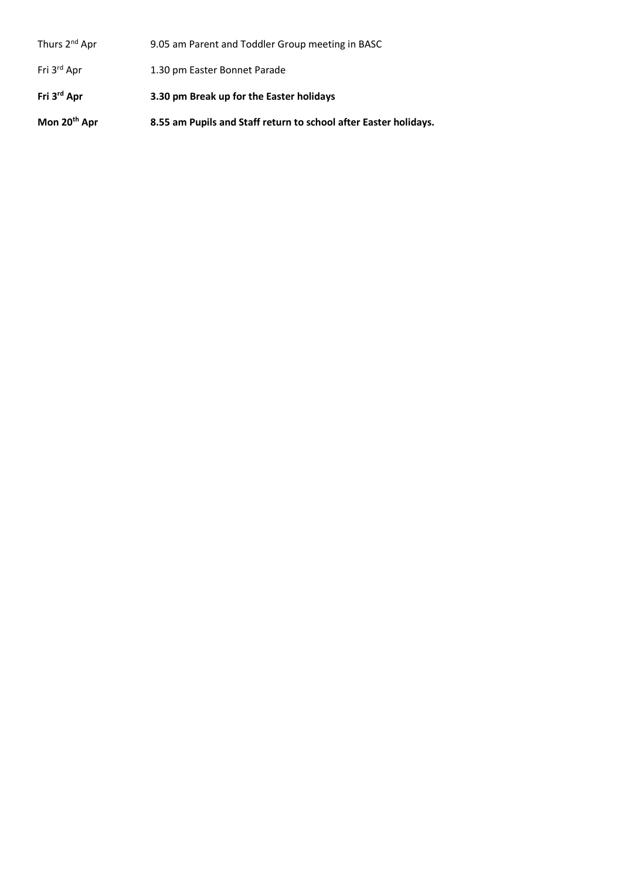| | |
|---|---|
| Thurs 2nd Apr | 9.05 am Parent and Toddler Group meeting in BASC |
| Fri 3rd Apr | 1.30 pm Easter Bonnet Parade |
| **Fri 3rd Apr** | **3.30 pm Break up for the Easter holidays** |
| **Mon 20th Apr** | **8.55 am Pupils and Staff return to school after Easter holidays.** |